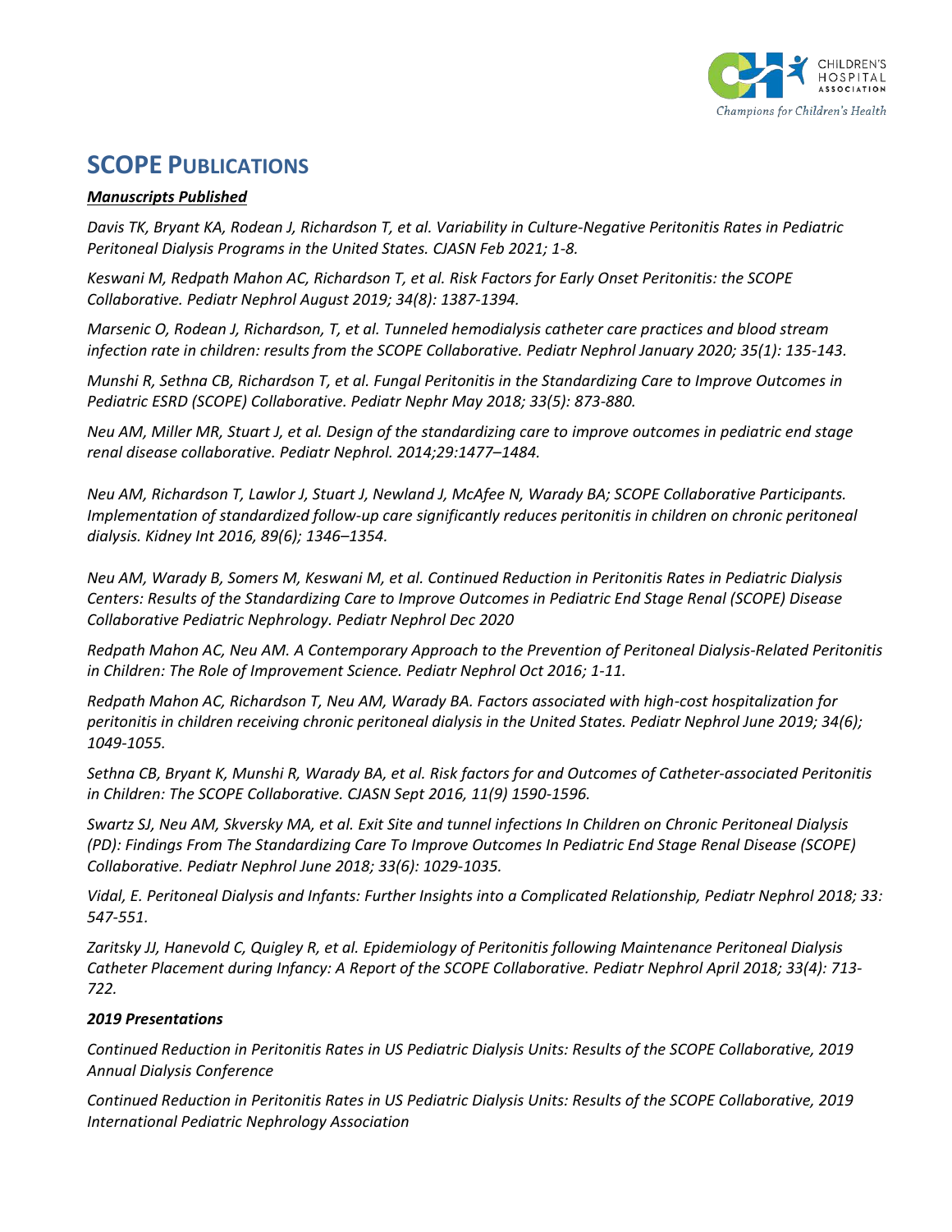# SCOPE PUBLICATIONS

***Manuscripts Published***

*Davis TK, Bryant KA, Rodean J, Richardson T, et al. Variability in Culture-Negative Peritonitis Rates in Pediatric Peritoneal Dialysis Programs in the United States. CJASN Feb 2021; 1-8.*

*Keswani M, Redpath Mahon AC, Richardson T, et al. Risk Factors for Early Onset Peritonitis: the SCOPE Collaborative. Pediatr Nephrol August 2019; 34(8): 1387-1394.*

*Marsenic O, Rodean J, Richardson, T, et al. Tunneled hemodialysis catheter care practices and blood stream infection rate in children: results from the SCOPE Collaborative. Pediatr Nephrol January 2020; 35(1): 135-143.*

*Munshi R, Sethna CB, Richardson T, et al. Fungal Peritonitis in the Standardizing Care to Improve Outcomes in Pediatric ESRD (SCOPE) Collaborative. Pediatr Nephr May 2018; 33(5): 873-880.*

*Neu AM, Miller MR, Stuart J, et al. Design of the standardizing care to improve outcomes in pediatric end stage renal disease collaborative. Pediatr Nephrol. 2014;29:1477–1484.*

*Neu AM, Richardson T, Lawlor J, Stuart J, Newland J, McAfee N, Warady BA; SCOPE Collaborative Participants. Implementation of standardized follow-up care significantly reduces peritonitis in children on chronic peritoneal dialysis. Kidney Int 2016, 89(6); 1346–1354.*

*Neu AM, Warady B, Somers M, Keswani M, et al. Continued Reduction in Peritonitis Rates in Pediatric Dialysis Centers: Results of the Standardizing Care to Improve Outcomes in Pediatric End Stage Renal (SCOPE) Disease Collaborative Pediatric Nephrology. Pediatr Nephrol Dec 2020*

*Redpath Mahon AC, Neu AM. A Contemporary Approach to the Prevention of Peritoneal Dialysis-Related Peritonitis in Children: The Role of Improvement Science. Pediatr Nephrol Oct 2016; 1-11.*

*Redpath Mahon AC, Richardson T, Neu AM, Warady BA. Factors associated with high-cost hospitalization for peritonitis in children receiving chronic peritoneal dialysis in the United States. Pediatr Nephrol June 2019; 34(6); 1049-1055.*

*Sethna CB, Bryant K, Munshi R, Warady BA, et al. Risk factors for and Outcomes of Catheter-associated Peritonitis in Children: The SCOPE Collaborative. CJASN Sept 2016, 11(9) 1590-1596.*

*Swartz SJ, Neu AM, Skversky MA, et al. Exit Site and tunnel infections In Children on Chronic Peritoneal Dialysis (PD): Findings From The Standardizing Care To Improve Outcomes In Pediatric End Stage Renal Disease (SCOPE) Collaborative. Pediatr Nephrol June 2018; 33(6): 1029-1035.*

*Vidal, E. Peritoneal Dialysis and Infants: Further Insights into a Complicated Relationship, Pediatr Nephrol 2018; 33: 547-551.*

*Zaritsky JJ, Hanevold C, Quigley R, et al. Epidemiology of Peritonitis following Maintenance Peritoneal Dialysis Catheter Placement during Infancy: A Report of the SCOPE Collaborative. Pediatr Nephrol April 2018; 33(4): 713-722.*

***2019 Presentations***

*Continued Reduction in Peritonitis Rates in US Pediatric Dialysis Units: Results of the SCOPE Collaborative, 2019 Annual Dialysis Conference*

*Continued Reduction in Peritonitis Rates in US Pediatric Dialysis Units: Results of the SCOPE Collaborative, 2019 International Pediatric Nephrology Association*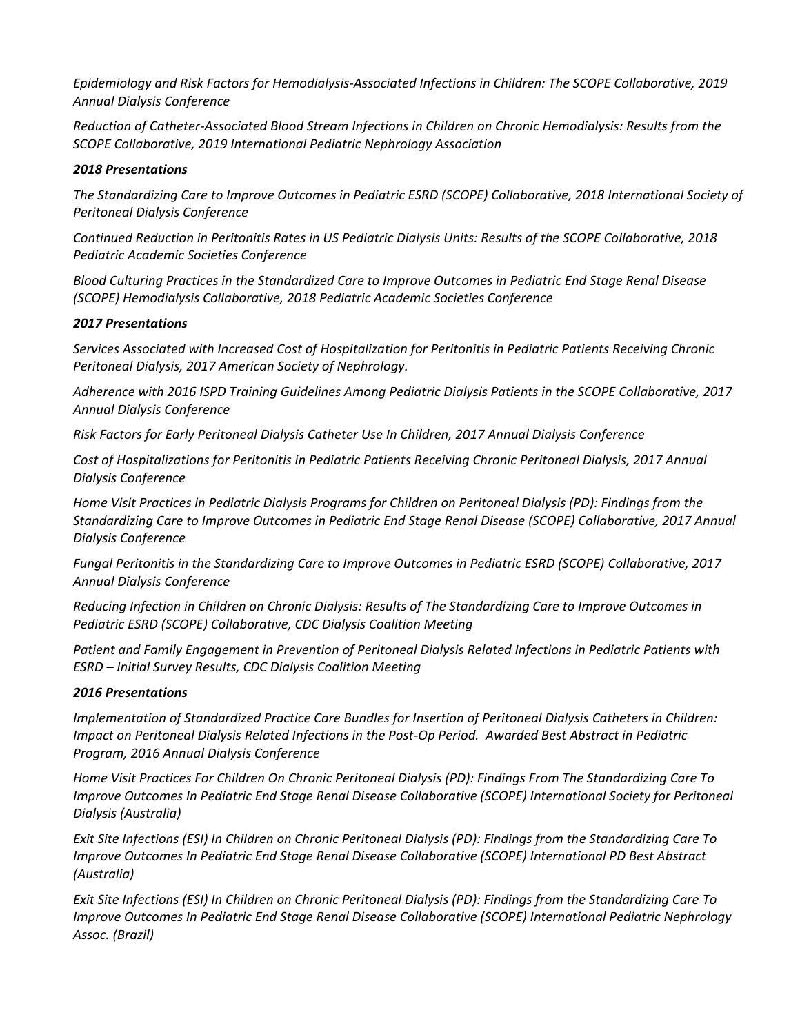*Epidemiology and Risk Factors for Hemodialysis-Associated Infections in Children: The SCOPE Collaborative, 2019 Annual Dialysis Conference*

*Reduction of Catheter-Associated Blood Stream Infections in Children on Chronic Hemodialysis: Results from the SCOPE Collaborative, 2019 International Pediatric Nephrology Association*

***2018 Presentations***

*The Standardizing Care to Improve Outcomes in Pediatric ESRD (SCOPE) Collaborative, 2018 International Society of Peritoneal Dialysis Conference*

*Continued Reduction in Peritonitis Rates in US Pediatric Dialysis Units: Results of the SCOPE Collaborative, 2018 Pediatric Academic Societies Conference*

*Blood Culturing Practices in the Standardized Care to Improve Outcomes in Pediatric End Stage Renal Disease (SCOPE) Hemodialysis Collaborative, 2018 Pediatric Academic Societies Conference*

***2017 Presentations***

*Services Associated with Increased Cost of Hospitalization for Peritonitis in Pediatric Patients Receiving Chronic Peritoneal Dialysis, 2017 American Society of Nephrology.*

*Adherence with 2016 ISPD Training Guidelines Among Pediatric Dialysis Patients in the SCOPE Collaborative, 2017 Annual Dialysis Conference*

*Risk Factors for Early Peritoneal Dialysis Catheter Use In Children, 2017 Annual Dialysis Conference*

*Cost of Hospitalizations for Peritonitis in Pediatric Patients Receiving Chronic Peritoneal Dialysis, 2017 Annual Dialysis Conference*

*Home Visit Practices in Pediatric Dialysis Programs for Children on Peritoneal Dialysis (PD): Findings from the Standardizing Care to Improve Outcomes in Pediatric End Stage Renal Disease (SCOPE) Collaborative, 2017 Annual Dialysis Conference*

*Fungal Peritonitis in the Standardizing Care to Improve Outcomes in Pediatric ESRD (SCOPE) Collaborative, 2017 Annual Dialysis Conference*

*Reducing Infection in Children on Chronic Dialysis: Results of The Standardizing Care to Improve Outcomes in Pediatric ESRD (SCOPE) Collaborative, CDC Dialysis Coalition Meeting*

*Patient and Family Engagement in Prevention of Peritoneal Dialysis Related Infections in Pediatric Patients with ESRD – Initial Survey Results, CDC Dialysis Coalition Meeting*

***2016 Presentations***

*Implementation of Standardized Practice Care Bundles for Insertion of Peritoneal Dialysis Catheters in Children: Impact on Peritoneal Dialysis Related Infections in the Post-Op Period. Awarded Best Abstract in Pediatric Program, 2016 Annual Dialysis Conference*

*Home Visit Practices For Children On Chronic Peritoneal Dialysis (PD): Findings From The Standardizing Care To Improve Outcomes In Pediatric End Stage Renal Disease Collaborative (SCOPE) International Society for Peritoneal Dialysis (Australia)*

*Exit Site Infections (ESI) In Children on Chronic Peritoneal Dialysis (PD): Findings from the Standardizing Care To Improve Outcomes In Pediatric End Stage Renal Disease Collaborative (SCOPE) International PD Best Abstract (Australia)*

*Exit Site Infections (ESI) In Children on Chronic Peritoneal Dialysis (PD): Findings from the Standardizing Care To Improve Outcomes In Pediatric End Stage Renal Disease Collaborative (SCOPE) International Pediatric Nephrology Assoc. (Brazil)*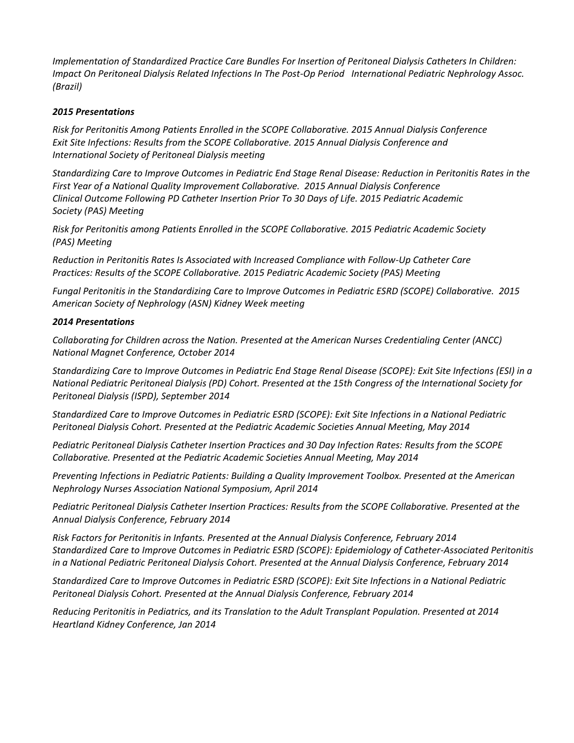*Implementation of Standardized Practice Care Bundles For Insertion of Peritoneal Dialysis Catheters In Children: Impact On Peritoneal Dialysis Related Infections In The Post-Op Period International Pediatric Nephrology Assoc. (Brazil)*

***2015 Presentations***

*Risk for Peritonitis Among Patients Enrolled in the SCOPE Collaborative. 2015 Annual Dialysis Conference*
*Exit Site Infections: Results from the SCOPE Collaborative. 2015 Annual Dialysis Conference and International Society of Peritoneal Dialysis meeting*

*Standardizing Care to Improve Outcomes in Pediatric End Stage Renal Disease: Reduction in Peritonitis Rates in the First Year of a National Quality Improvement Collaborative. 2015 Annual Dialysis Conference*
*Clinical Outcome Following PD Catheter Insertion Prior To 30 Days of Life. 2015 Pediatric Academic Society (PAS) Meeting*

*Risk for Peritonitis among Patients Enrolled in the SCOPE Collaborative. 2015 Pediatric Academic Society (PAS) Meeting*

*Reduction in Peritonitis Rates Is Associated with Increased Compliance with Follow-Up Catheter Care Practices: Results of the SCOPE Collaborative. 2015 Pediatric Academic Society (PAS) Meeting*

*Fungal Peritonitis in the Standardizing Care to Improve Outcomes in Pediatric ESRD (SCOPE) Collaborative. 2015 American Society of Nephrology (ASN) Kidney Week meeting*

***2014 Presentations***

*Collaborating for Children across the Nation. Presented at the American Nurses Credentialing Center (ANCC) National Magnet Conference, October 2014*

*Standardizing Care to Improve Outcomes in Pediatric End Stage Renal Disease (SCOPE): Exit Site Infections (ESI) in a National Pediatric Peritoneal Dialysis (PD) Cohort. Presented at the 15th Congress of the International Society for Peritoneal Dialysis (ISPD), September 2014*

*Standardized Care to Improve Outcomes in Pediatric ESRD (SCOPE): Exit Site Infections in a National Pediatric Peritoneal Dialysis Cohort. Presented at the Pediatric Academic Societies Annual Meeting, May 2014*

*Pediatric Peritoneal Dialysis Catheter Insertion Practices and 30 Day Infection Rates: Results from the SCOPE Collaborative. Presented at the Pediatric Academic Societies Annual Meeting, May 2014*

*Preventing Infections in Pediatric Patients: Building a Quality Improvement Toolbox. Presented at the American Nephrology Nurses Association National Symposium, April 2014*

*Pediatric Peritoneal Dialysis Catheter Insertion Practices: Results from the SCOPE Collaborative. Presented at the Annual Dialysis Conference, February 2014*

*Risk Factors for Peritonitis in Infants. Presented at the Annual Dialysis Conference, February 2014*
*Standardized Care to Improve Outcomes in Pediatric ESRD (SCOPE): Epidemiology of Catheter-Associated Peritonitis in a National Pediatric Peritoneal Dialysis Cohort. Presented at the Annual Dialysis Conference, February 2014*

*Standardized Care to Improve Outcomes in Pediatric ESRD (SCOPE): Exit Site Infections in a National Pediatric Peritoneal Dialysis Cohort. Presented at the Annual Dialysis Conference, February 2014*

*Reducing Peritonitis in Pediatrics, and its Translation to the Adult Transplant Population. Presented at 2014 Heartland Kidney Conference, Jan 2014*